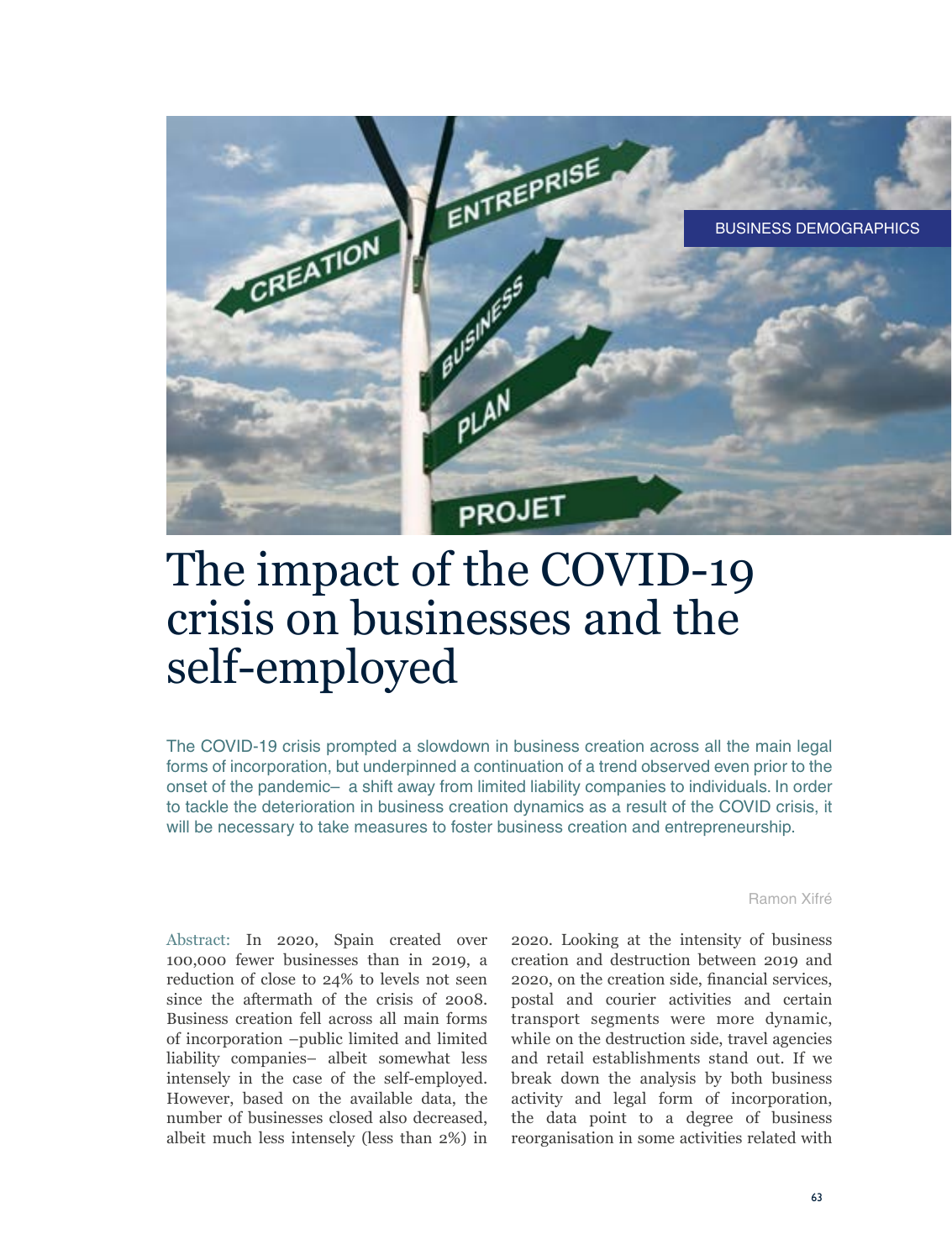BUSINESS DEMOGRAPHICS

# The impact of the COVID-19 crisis on businesses and the self-employed

The COVID-19 crisis prompted a slowdown in business creation across all the main legal forms of incorporation, but underpinned a continuation of a trend observed even prior to the onset of the pandemic– a shift away from limited liability companies to individuals. In order to tackle the deterioration in business creation dynamics as a result of the COVID crisis, it will be necessary to take measures to foster business creation and entrepreneurship.

Ramon Xifré

Abstract: In 2020, Spain created over 100,000 fewer businesses than in 2019, a reduction of close to 24% to levels not seen since the aftermath of the crisis of 2008. Business creation fell across all main forms of incorporation –public limited and limited liability companies– albeit somewhat less intensely in the case of the self-employed. However, based on the available data, the number of businesses closed also decreased, albeit much less intensely (less than 2%) in 2020. Looking at the intensity of business creation and destruction between 2019 and 2020, on the creation side, financial services, postal and courier activities and certain transport segments were more dynamic, while on the destruction side, travel agencies and retail establishments stand out. If we break down the analysis by both business activity and legal form of incorporation, the data point to a degree of business reorganisation in some activities related with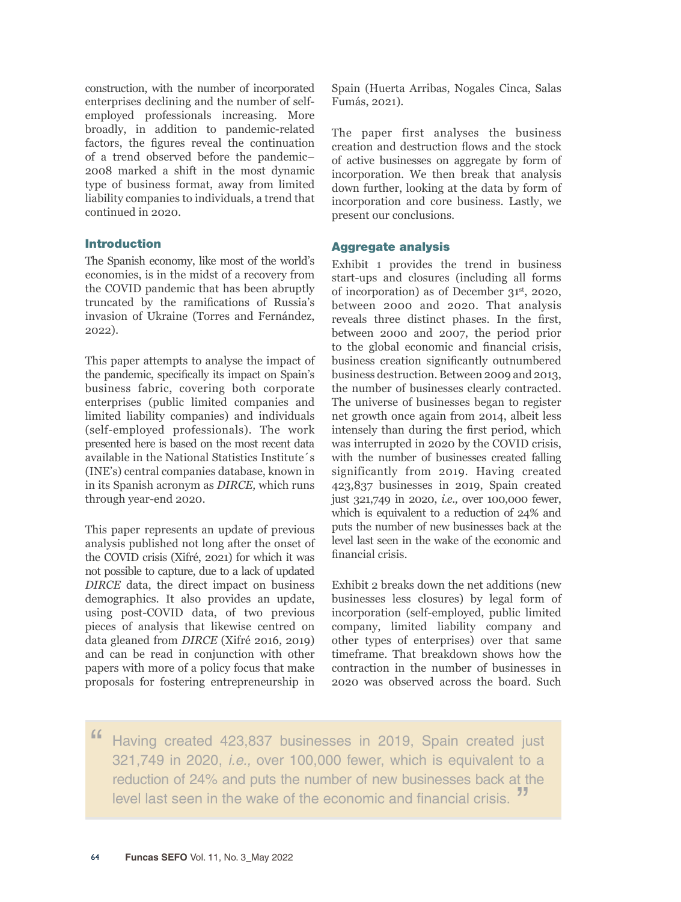construction, with the number of incorporated enterprises declining and the number of self-employed professionals increasing. More broadly, in addition to pandemic-related factors, the figures reveal the continuation of a trend observed before the pandemic–2008 marked a shift in the most dynamic type of business format, away from limited liability companies to individuals, a trend that continued in 2020.

## Introduction

The Spanish economy, like most of the world's economies, is in the midst of a recovery from the COVID pandemic that has been abruptly truncated by the ramifications of Russia's invasion of Ukraine (Torres and Fernández, 2022).

This paper attempts to analyse the impact of the pandemic, specifically its impact on Spain's business fabric, covering both corporate enterprises (public limited companies and limited liability companies) and individuals (self-employed professionals). The work presented here is based on the most recent data available in the National Statistics Institute´s (INE's) central companies database, known in in its Spanish acronym as *DIRCE,* which runs through year-end 2020.

This paper represents an update of previous analysis published not long after the onset of the COVID crisis (Xifré, 2021) for which it was not possible to capture, due to a lack of updated *DIRCE* data, the direct impact on business demographics. It also provides an update, using post-COVID data, of two previous pieces of analysis that likewise centred on data gleaned from *DIRCE* (Xifré 2016, 2019) and can be read in conjunction with other papers with more of a policy focus that make proposals for fostering entrepreneurship in Spain (Huerta Arribas, Nogales Cinca, Salas Fumás, 2021).

The paper first analyses the business creation and destruction flows and the stock of active businesses on aggregate by form of incorporation. We then break that analysis down further, looking at the data by form of incorporation and core business. Lastly, we present our conclusions.

## Aggregate analysis

Exhibit 1 provides the trend in business start-ups and closures (including all forms of incorporation) as of December 31st, 2020, between 2000 and 2020. That analysis reveals three distinct phases. In the first, between 2000 and 2007, the period prior to the global economic and financial crisis, business creation significantly outnumbered business destruction. Between 2009 and 2013, the number of businesses clearly contracted. The universe of businesses began to register net growth once again from 2014, albeit less intensely than during the first period, which was interrupted in 2020 by the COVID crisis, with the number of businesses created falling significantly from 2019. Having created 423,837 businesses in 2019, Spain created just 321,749 in 2020, *i.e.,* over 100,000 fewer, which is equivalent to a reduction of 24% and puts the number of new businesses back at the level last seen in the wake of the economic and financial crisis.

Exhibit 2 breaks down the net additions (new businesses less closures) by legal form of incorporation (self-employed, public limited company, limited liability company and other types of enterprises) over that same timeframe. That breakdown shows how the contraction in the number of businesses in 2020 was observed across the board. Such

> "Having created 423,837 businesses in 2019, Spain created just 321,749 in 2020, *i.e.,* over 100,000 fewer, which is equivalent to a reduction of 24% and puts the number of new businesses back at the level last seen in the wake of the economic and financial crisis."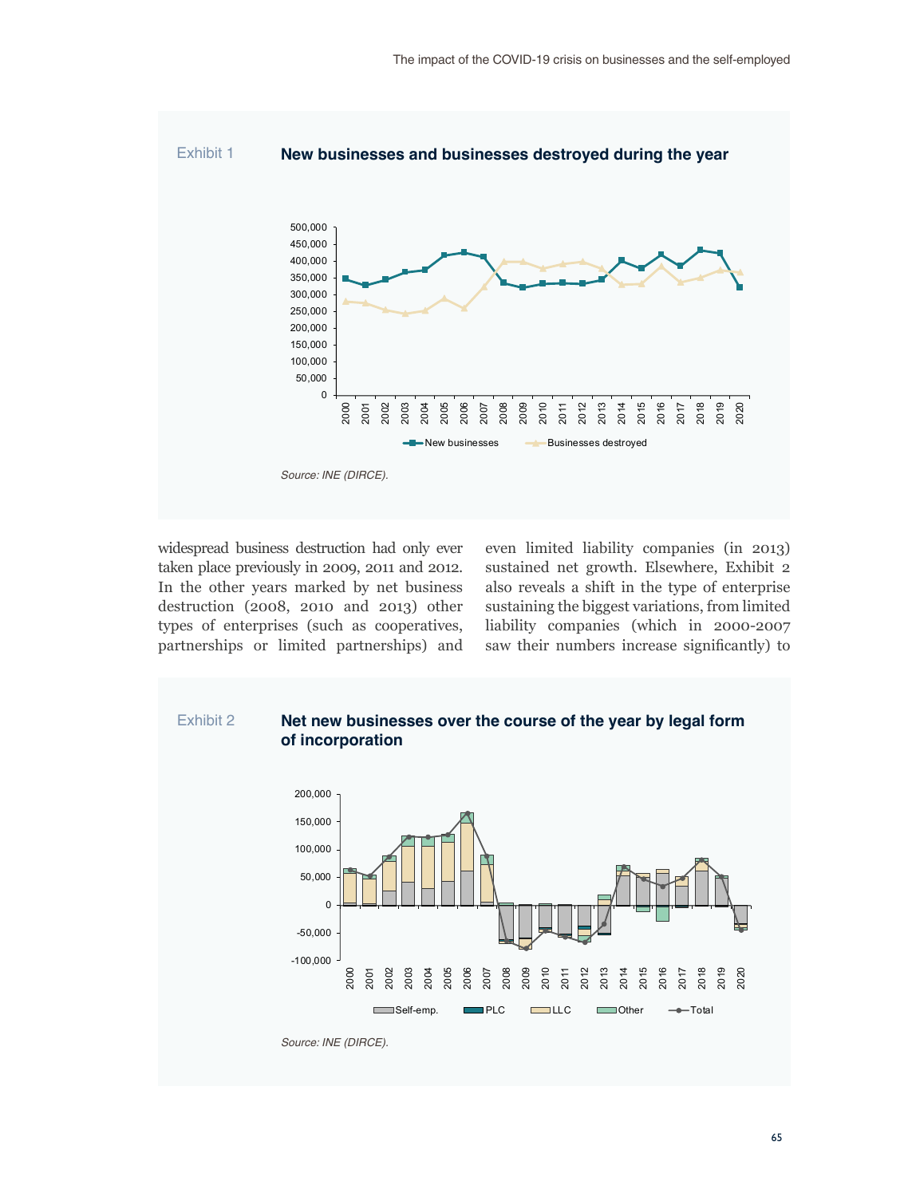**Exhibit 1** **New businesses and businesses destroyed during the year**

*Source: INE (DIRCE).*

widespread business destruction had only ever taken place previously in 2009, 2011 and 2012. In the other years marked by net business destruction (2008, 2010 and 2013) other types of enterprises (such as cooperatives, partnerships or limited partnerships) and even limited liability companies (in 2013) sustained net growth. Elsewhere, Exhibit 2 also reveals a shift in the type of enterprise sustaining the biggest variations, from limited liability companies (which in 2000-2007 saw their numbers increase significantly) to

**Exhibit 2** **Net new businesses over the course of the year by legal form of incorporation**

*Source: INE (DIRCE).*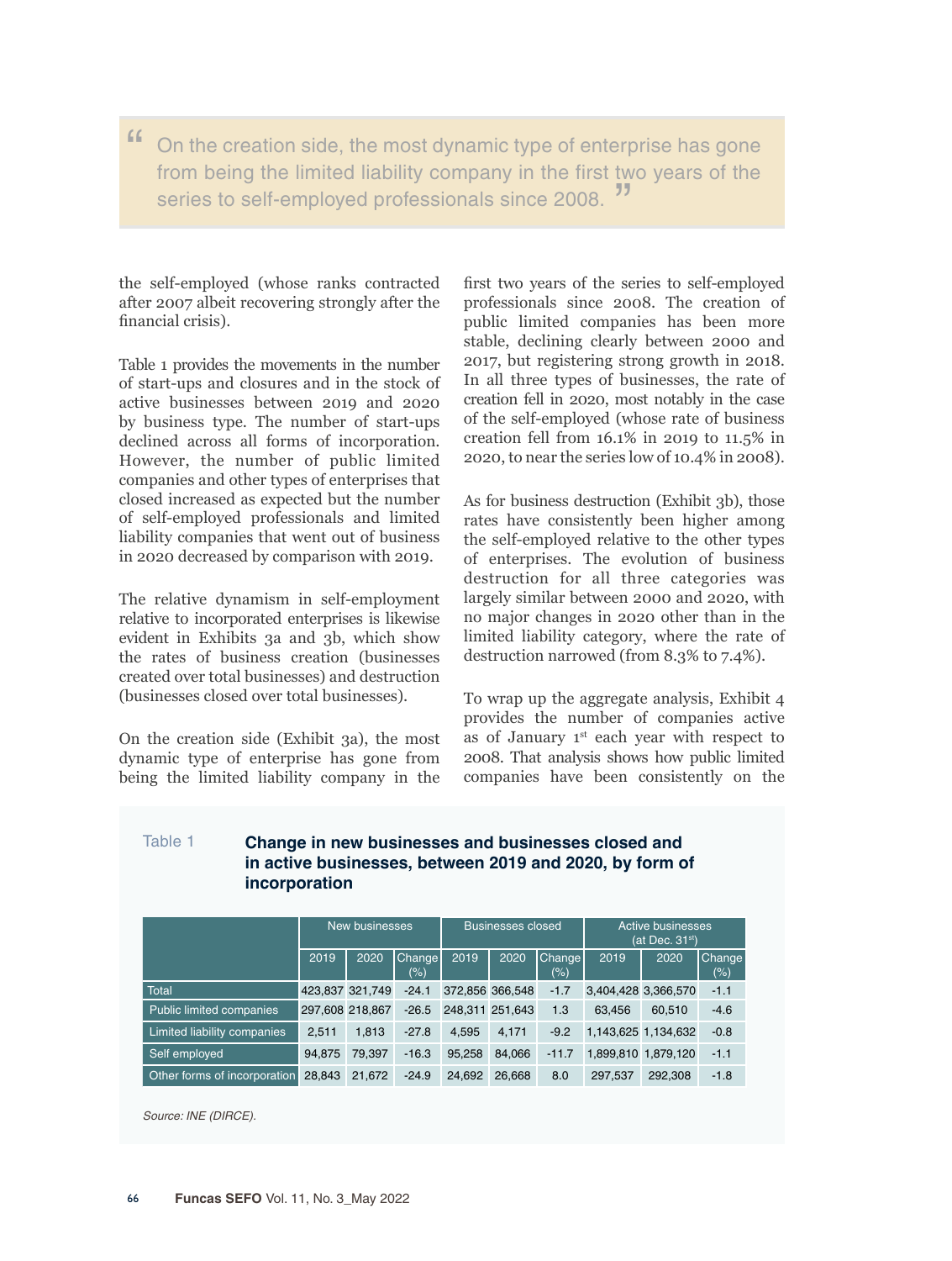> "On the creation side, the most dynamic type of enterprise has gone from being the limited liability company in the first two years of the series to self-employed professionals since 2008."

the self-employed (whose ranks contracted after 2007 albeit recovering strongly after the financial crisis).

Table 1 provides the movements in the number of start-ups and closures and in the stock of active businesses between 2019 and 2020 by business type. The number of start-ups declined across all forms of incorporation. However, the number of public limited companies and other types of enterprises that closed increased as expected but the number of self-employed professionals and limited liability companies that went out of business in 2020 decreased by comparison with 2019.

The relative dynamism in self-employment relative to incorporated enterprises is likewise evident in Exhibits 3a and 3b, which show the rates of business creation (businesses created over total businesses) and destruction (businesses closed over total businesses).

On the creation side (Exhibit 3a), the most dynamic type of enterprise has gone from being the limited liability company in the first two years of the series to self-employed professionals since 2008. The creation of public limited companies has been more stable, declining clearly between 2000 and 2017, but registering strong growth in 2018. In all three types of businesses, the rate of creation fell in 2020, most notably in the case of the self-employed (whose rate of business creation fell from 16.1% in 2019 to 11.5% in 2020, to near the series low of 10.4% in 2008).

As for business destruction (Exhibit 3b), those rates have consistently been higher among the self-employed relative to the other types of enterprises. The evolution of business destruction for all three categories was largely similar between 2000 and 2020, with no major changes in 2020 other than in the limited liability category, where the rate of destruction narrowed (from 8.3% to 7.4%).

To wrap up the aggregate analysis, Exhibit 4 provides the number of companies active as of January 1st each year with respect to 2008. That analysis shows how public limited companies have been consistently on the

Table 1

**Change in new businesses and businesses closed and in active businesses, between 2019 and 2020, by form of incorporation**

| | New businesses | | | Businesses closed | | | Active businesses (at Dec. 31st) | | |
|---|---|---|---|---|---|---|---|---|---|
| | 2019 | 2020 | Change (%) | 2019 | 2020 | Change (%) | 2019 | 2020 | Change (%) |
| Total | 423,837 | 321,749 | -24.1 | 372,856 | 366,548 | -1.7 | 3,404,428 | 3,366,570 | -1.1 |
| Public limited companies | 297,608 | 218,867 | -26.5 | 248,311 | 251,643 | 1.3 | 63,456 | 60,510 | -4.6 |
| Limited liability companies | 2,511 | 1,813 | -27.8 | 4,595 | 4,171 | -9.2 | 1,143,625 | 1,134,632 | -0.8 |
| Self employed | 94,875 | 79,397 | -16.3 | 95,258 | 84,066 | -11.7 | 1,899,810 | 1,879,120 | -1.1 |
| Other forms of incorporation | 28,843 | 21,672 | -24.9 | 24,692 | 26,668 | 8.0 | 297,537 | 292,308 | -1.8 |

*Source: INE (DIRCE).*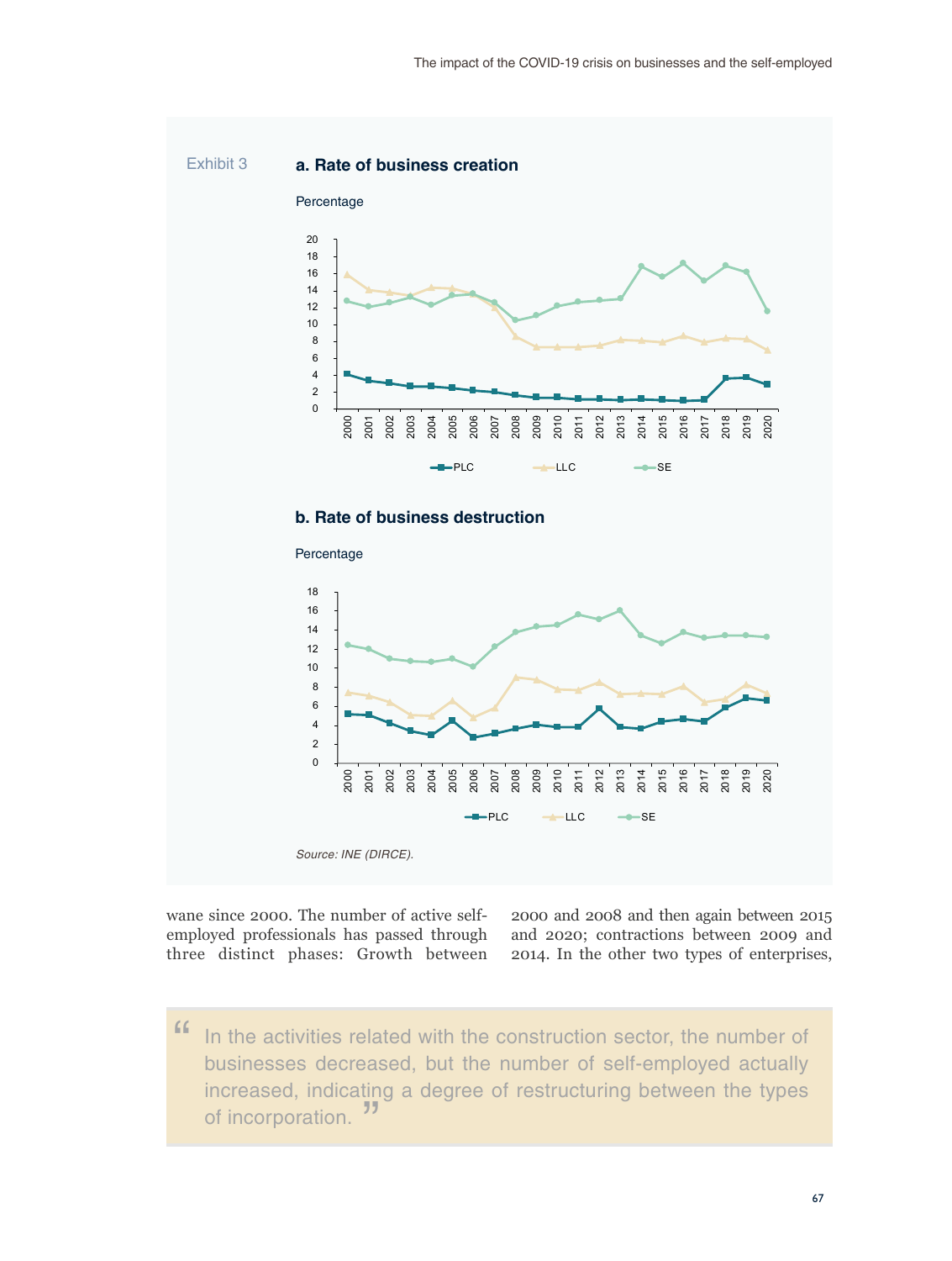Exhibit 3

**a. Rate of business creation**

Percentage

**b. Rate of business destruction**

Percentage

*Source: INE (DIRCE).*

wane since 2000. The number of active self-employed professionals has passed through three distinct phases: Growth between 2000 and 2008 and then again between 2015 and 2020; contractions between 2009 and 2014. In the other two types of enterprises,

> In the activities related with the construction sector, the number of businesses decreased, but the number of self-employed actually increased, indicating a degree of restructuring between the types of incorporation.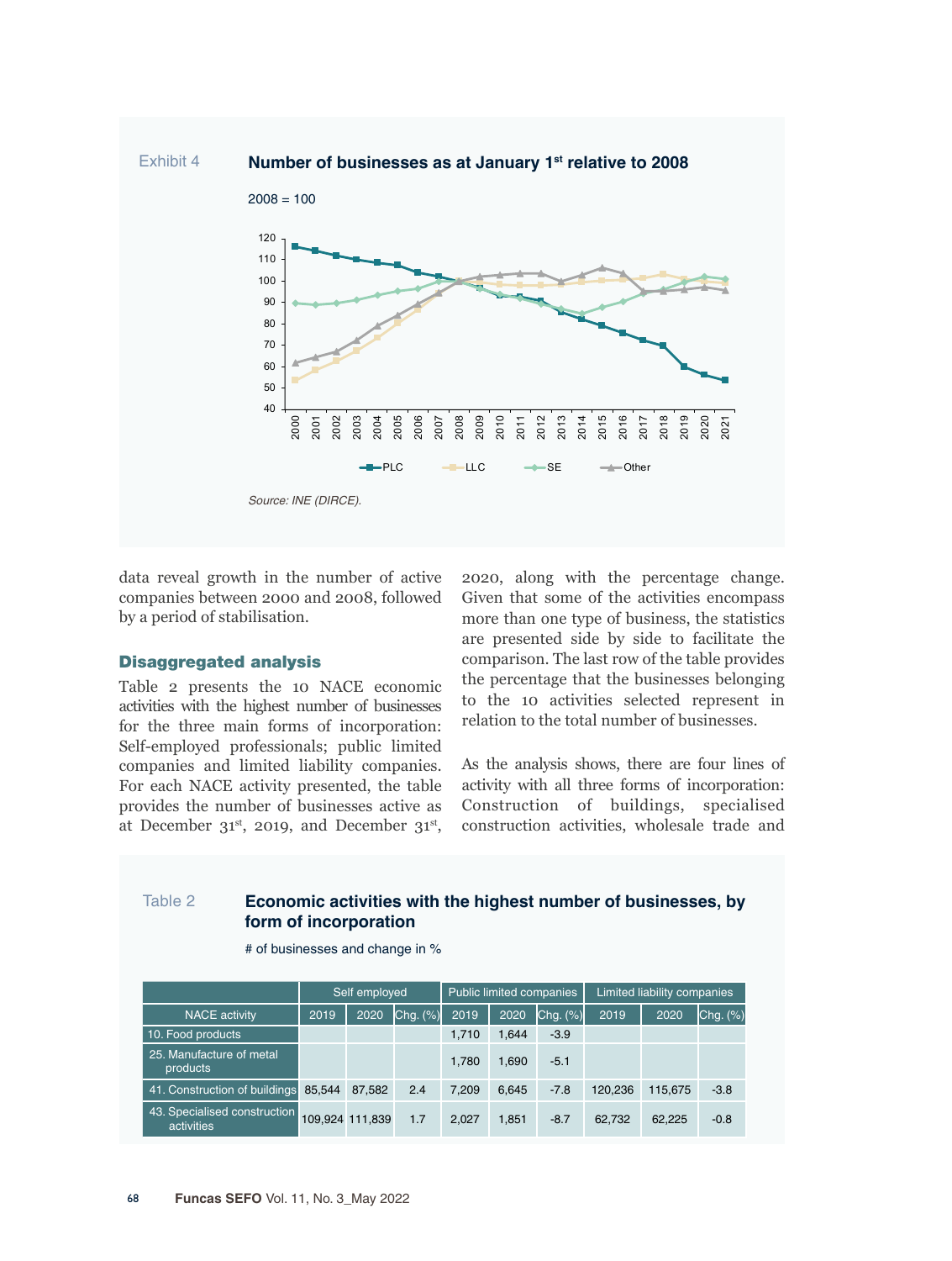Exhibit 4

**Number of businesses as at January 1st relative to 2008**

2008 = 100

Source: INE (DIRCE).

data reveal growth in the number of active companies between 2000 and 2008, followed by a period of stabilisation.

## Disaggregated analysis

Table 2 presents the 10 NACE economic activities with the highest number of businesses for the three main forms of incorporation: Self-employed professionals; public limited companies and limited liability companies. For each NACE activity presented, the table provides the number of businesses active as at December 31st, 2019, and December 31st, 2020, along with the percentage change. Given that some of the activities encompass more than one type of business, the statistics are presented side by side to facilitate the comparison. The last row of the table provides the percentage that the businesses belonging to the 10 activities selected represent in relation to the total number of businesses.

As the analysis shows, there are four lines of activity with all three forms of incorporation: Construction of buildings, specialised construction activities, wholesale trade and

Table 2

**Economic activities with the highest number of businesses, by form of incorporation**

# of businesses and change in %

| | Self employed | | | Public limited companies | | | Limited liability companies | | |
|---|---|---|---|---|---|---|---|---|---|
| NACE activity | 2019 | 2020 | Chg. (%) | 2019 | 2020 | Chg. (%) | 2019 | 2020 | Chg. (%) |
| 10. Food products | | | | 1,710 | 1,644 | -3.9 | | | |
| 25. Manufacture of metal products | | | | 1,780 | 1,690 | -5.1 | | | |
| 41. Construction of buildings | 85,544 | 87,582 | 2.4 | 7,209 | 6,645 | -7.8 | 120,236 | 115,675 | -3.8 |
| 43. Specialised construction activities | 109,924 | 111,839 | 1.7 | 2,027 | 1,851 | -8.7 | 62,732 | 62,225 | -0.8 |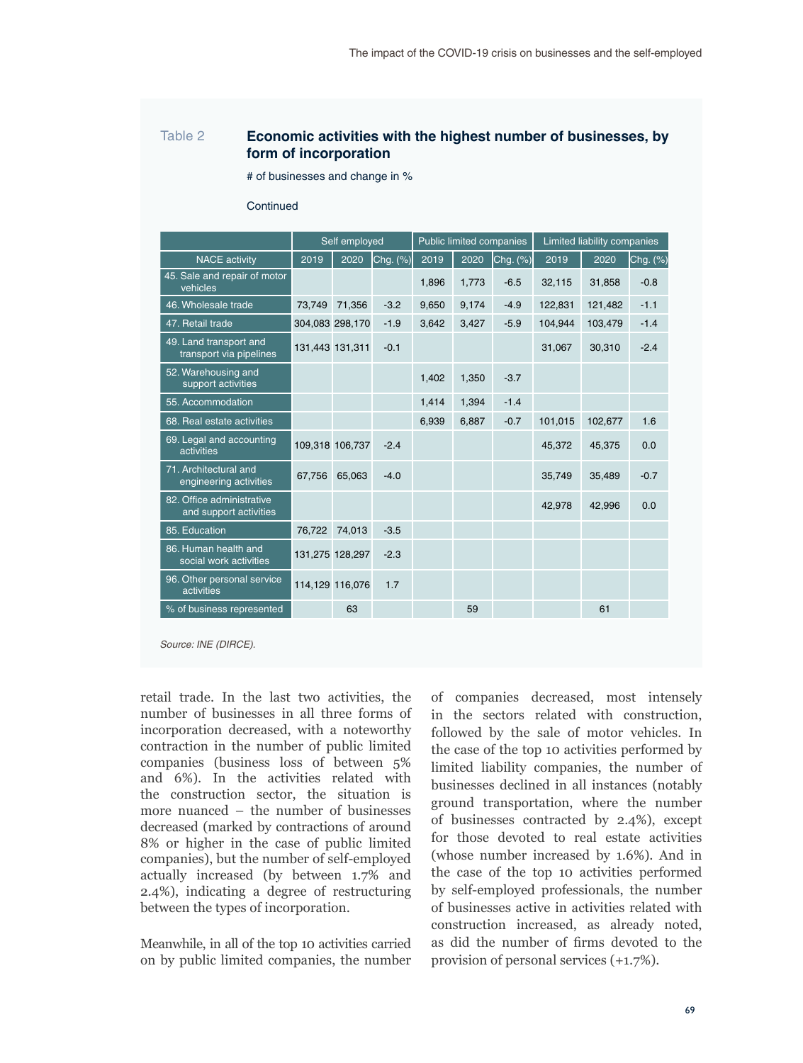Table 2 **Economic activities with the highest number of businesses, by form of incorporation**

# of businesses and change in %

Continued

| | Self employed | | | Public limited companies | | | Limited liability companies | | |
|---|---|---|---|---|---|---|---|---|---|
| NACE activity | 2019 | 2020 | Chg. (%) | 2019 | 2020 | Chg. (%) | 2019 | 2020 | Chg. (%) |
| 45. Sale and repair of motor vehicles | | | | 1,896 | 1,773 | -6.5 | 32,115 | 31,858 | -0.8 |
| 46. Wholesale trade | 73,749 | 71,356 | -3.2 | 9,650 | 9,174 | -4.9 | 122,831 | 121,482 | -1.1 |
| 47. Retail trade | 304,083 | 298,170 | -1.9 | 3,642 | 3,427 | -5.9 | 104,944 | 103,479 | -1.4 |
| 49. Land transport and transport via pipelines | 131,443 | 131,311 | -0.1 | | | | 31,067 | 30,310 | -2.4 |
| 52. Warehousing and support activities | | | | 1,402 | 1,350 | -3.7 | | | |
| 55. Accommodation | | | | 1,414 | 1,394 | -1.4 | | | |
| 68. Real estate activities | | | | 6,939 | 6,887 | -0.7 | 101,015 | 102,677 | 1.6 |
| 69. Legal and accounting activities | 109,318 | 106,737 | -2.4 | | | | 45,372 | 45,375 | 0.0 |
| 71. Architectural and engineering activities | 67,756 | 65,063 | -4.0 | | | | 35,749 | 35,489 | -0.7 |
| 82. Office administrative and support activities | | | | | | | 42,978 | 42,996 | 0.0 |
| 85. Education | 76,722 | 74,013 | -3.5 | | | | | | |
| 86. Human health and social work activities | 131,275 | 128,297 | -2.3 | | | | | | |
| 96. Other personal service activities | 114,129 | 116,076 | 1.7 | | | | | | |
| % of business represented | | 63 | | | 59 | | | 61 | |

*Source: INE (DIRCE).*

retail trade. In the last two activities, the number of businesses in all three forms of incorporation decreased, with a noteworthy contraction in the number of public limited companies (business loss of between 5% and 6%). In the activities related with the construction sector, the situation is more nuanced – the number of businesses decreased (marked by contractions of around 8% or higher in the case of public limited companies), but the number of self-employed actually increased (by between 1.7% and 2.4%), indicating a degree of restructuring between the types of incorporation.

Meanwhile, in all of the top 10 activities carried on by public limited companies, the number of companies decreased, most intensely in the sectors related with construction, followed by the sale of motor vehicles. In the case of the top 10 activities performed by limited liability companies, the number of businesses declined in all instances (notably ground transportation, where the number of businesses contracted by 2.4%), except for those devoted to real estate activities (whose number increased by 1.6%). And in the case of the top 10 activities performed by self-employed professionals, the number of businesses active in activities related with construction increased, as already noted, as did the number of firms devoted to the provision of personal services (+1.7%).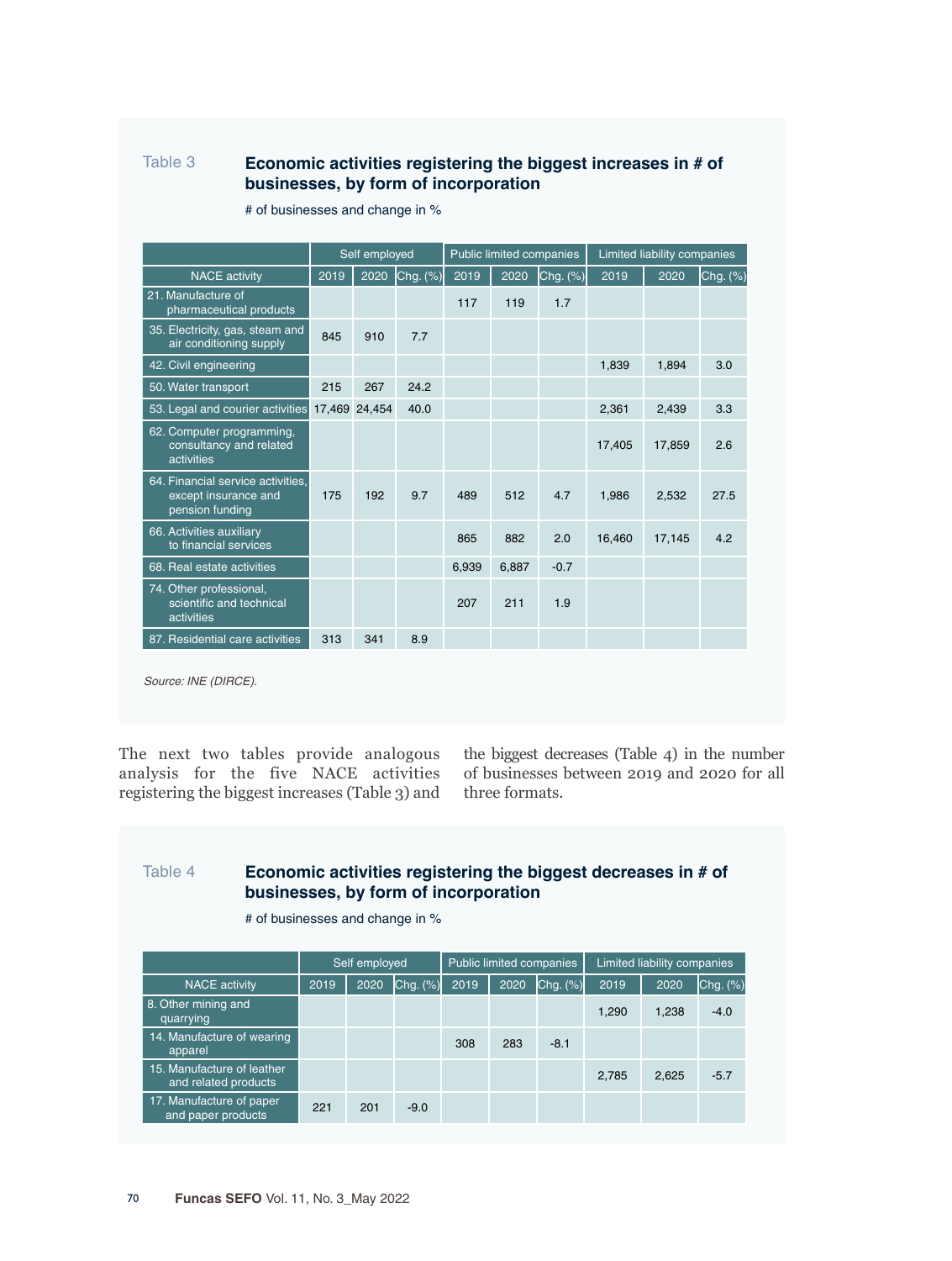Table 3 **Economic activities registering the biggest increases in # of businesses, by form of incorporation**

# of businesses and change in %

| | Self employed | | | Public limited companies | | | Limited liability companies | | |
|---|---|---|---|---|---|---|---|---|---|
| NACE activity | 2019 | 2020 | Chg. (%) | 2019 | 2020 | Chg. (%) | 2019 | 2020 | Chg. (%) |
| 21. Manufacture of pharmaceutical products | | | | 117 | 119 | 1.7 | | | |
| 35. Electricity, gas, steam and air conditioning supply | 845 | 910 | 7.7 | | | | | | |
| 42. Civil engineering | | | | | | | 1,839 | 1,894 | 3.0 |
| 50. Water transport | 215 | 267 | 24.2 | | | | | | |
| 53. Legal and courier activities | 17,469 | 24,454 | 40.0 | | | | 2,361 | 2,439 | 3.3 |
| 62. Computer programming, consultancy and related activities | | | | | | | 17,405 | 17,859 | 2.6 |
| 64. Financial service activities, except insurance and pension funding | 175 | 192 | 9.7 | 489 | 512 | 4.7 | 1,986 | 2,532 | 27.5 |
| 66. Activities auxiliary to financial services | | | | 865 | 882 | 2.0 | 16,460 | 17,145 | 4.2 |
| 68. Real estate activities | | | | 6,939 | 6,887 | -0.7 | | | |
| 74. Other professional, scientific and technical activities | | | | 207 | 211 | 1.9 | | | |
| 87. Residential care activities | 313 | 341 | 8.9 | | | | | | |

*Source: INE (DIRCE).*

The next two tables provide analogous analysis for the five NACE activities registering the biggest increases (Table 3) and the biggest decreases (Table 4) in the number of businesses between 2019 and 2020 for all three formats.

Table 4 **Economic activities registering the biggest decreases in # of businesses, by form of incorporation**

# of businesses and change in %

| | Self employed | | | Public limited companies | | | Limited liability companies | | |
|---|---|---|---|---|---|---|---|---|---|
| NACE activity | 2019 | 2020 | Chg. (%) | 2019 | 2020 | Chg. (%) | 2019 | 2020 | Chg. (%) |
| 8. Other mining and quarrying | | | | | | | 1,290 | 1,238 | -4.0 |
| 14. Manufacture of wearing apparel | | | | 308 | 283 | -8.1 | | | |
| 15. Manufacture of leather and related products | | | | | | | 2,785 | 2,625 | -5.7 |
| 17. Manufacture of paper and paper products | 221 | 201 | -9.0 | | | | | | |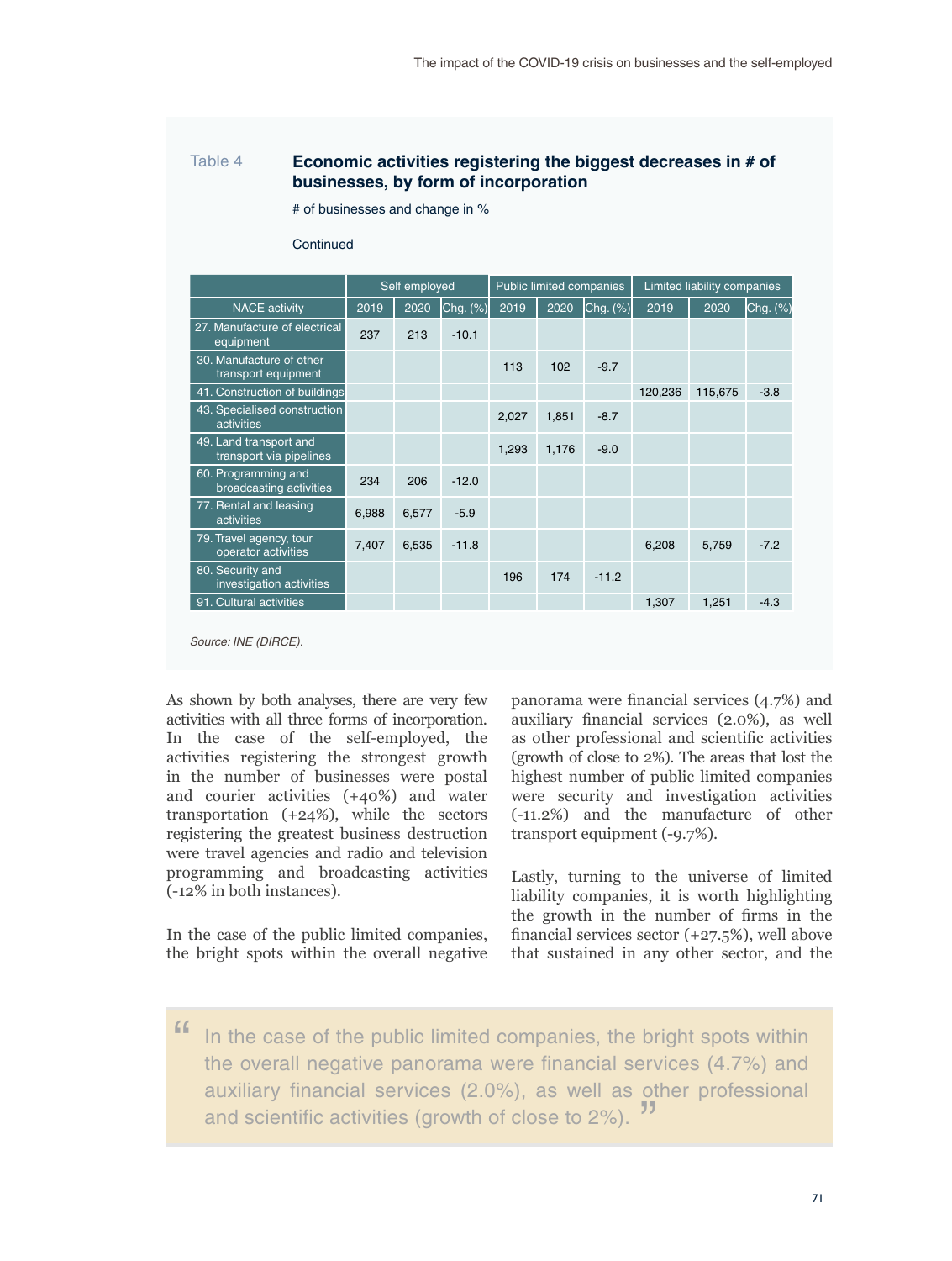Table 4 **Economic activities registering the biggest decreases in # of businesses, by form of incorporation**

# of businesses and change in %

Continued

| | Self employed | | | Public limited companies | | | Limited liability companies | | |
|---|---|---|---|---|---|---|---|---|---|
| NACE activity | 2019 | 2020 | Chg. (%) | 2019 | 2020 | Chg. (%) | 2019 | 2020 | Chg. (%) |
| 27. Manufacture of electrical equipment | 237 | 213 | -10.1 | | | | | | |
| 30. Manufacture of other transport equipment | | | | 113 | 102 | -9.7 | | | |
| 41. Construction of buildings | | | | | | | 120,236 | 115,675 | -3.8 |
| 43. Specialised construction activities | | | | 2,027 | 1,851 | -8.7 | | | |
| 49. Land transport and transport via pipelines | | | | 1,293 | 1,176 | -9.0 | | | |
| 60. Programming and broadcasting activities | 234 | 206 | -12.0 | | | | | | |
| 77. Rental and leasing activities | 6,988 | 6,577 | -5.9 | | | | | | |
| 79. Travel agency, tour operator activities | 7,407 | 6,535 | -11.8 | | | | 6,208 | 5,759 | -7.2 |
| 80. Security and investigation activities | | | | 196 | 174 | -11.2 | | | |
| 91. Cultural activities | | | | | | | 1,307 | 1,251 | -4.3 |

*Source: INE (DIRCE).*

As shown by both analyses, there are very few activities with all three forms of incorporation. In the case of the self-employed, the activities registering the strongest growth in the number of businesses were postal and courier activities (+40%) and water transportation (+24%), while the sectors registering the greatest business destruction were travel agencies and radio and television programming and broadcasting activities (-12% in both instances).

In the case of the public limited companies, the bright spots within the overall negative panorama were financial services (4.7%) and auxiliary financial services (2.0%), as well as other professional and scientific activities (growth of close to 2%). The areas that lost the highest number of public limited companies were security and investigation activities (-11.2%) and the manufacture of other transport equipment (-9.7%).

Lastly, turning to the universe of limited liability companies, it is worth highlighting the growth in the number of firms in the financial services sector (+27.5%), well above that sustained in any other sector, and the

> "In the case of the public limited companies, the bright spots within the overall negative panorama were financial services (4.7%) and auxiliary financial services (2.0%), as well as other professional and scientific activities (growth of close to 2%)."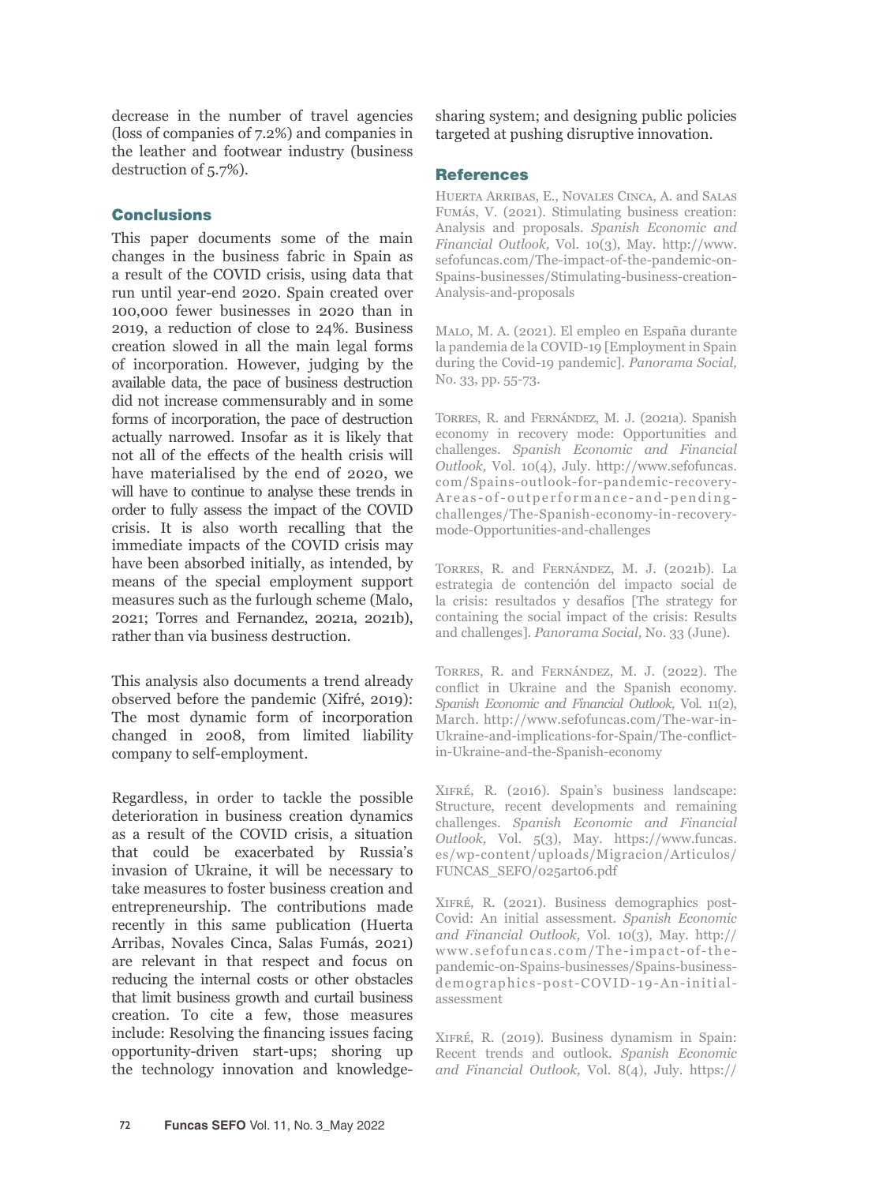decrease in the number of travel agencies (loss of companies of 7.2%) and companies in the leather and footwear industry (business destruction of 5.7%).

## Conclusions

This paper documents some of the main changes in the business fabric in Spain as a result of the COVID crisis, using data that run until year-end 2020. Spain created over 100,000 fewer businesses in 2020 than in 2019, a reduction of close to 24%. Business creation slowed in all the main legal forms of incorporation. However, judging by the available data, the pace of business destruction did not increase commensurably and in some forms of incorporation, the pace of destruction actually narrowed. Insofar as it is likely that not all of the effects of the health crisis will have materialised by the end of 2020, we will have to continue to analyse these trends in order to fully assess the impact of the COVID crisis. It is also worth recalling that the immediate impacts of the COVID crisis may have been absorbed initially, as intended, by means of the special employment support measures such as the furlough scheme (Malo, 2021; Torres and Fernandez, 2021a, 2021b), rather than via business destruction.

This analysis also documents a trend already observed before the pandemic (Xifré, 2019): The most dynamic form of incorporation changed in 2008, from limited liability company to self-employment.

Regardless, in order to tackle the possible deterioration in business creation dynamics as a result of the COVID crisis, a situation that could be exacerbated by Russia's invasion of Ukraine, it will be necessary to take measures to foster business creation and entrepreneurship. The contributions made recently in this same publication (Huerta Arribas, Novales Cinca, Salas Fumás, 2021) are relevant in that respect and focus on reducing the internal costs or other obstacles that limit business growth and curtail business creation. To cite a few, those measures include: Resolving the financing issues facing opportunity-driven start-ups; shoring up the technology innovation and knowledge-sharing system; and designing public policies targeted at pushing disruptive innovation.

## References

Huerta Arribas, E., Novales Cinca, A. and Salas Fumás, V. (2021). Stimulating business creation: Analysis and proposals. *Spanish Economic and Financial Outlook,* Vol. 10(3), May. http://www.sefofuncas.com/The-impact-of-the-pandemic-on-Spains-businesses/Stimulating-business-creation-Analysis-and-proposals

Malo, M. A. (2021). El empleo en España durante la pandemia de la COVID-19 [Employment in Spain during the Covid-19 pandemic]. *Panorama Social,* No. 33, pp. 55-73.

Torres, R. and Fernández, M. J. (2021a). Spanish economy in recovery mode: Opportunities and challenges. *Spanish Economic and Financial Outlook,* Vol. 10(4), July. http://www.sefofuncas.com/Spains-outlook-for-pandemic-recovery-Areas-of-outperformance-and-pending-challenges/The-Spanish-economy-in-recovery-mode-Opportunities-and-challenges

Torres, R. and Fernández, M. J. (2021b). La estrategia de contención del impacto social de la crisis: resultados y desafíos [The strategy for containing the social impact of the crisis: Results and challenges]. *Panorama Social,* No. 33 (June).

Torres, R. and Fernández, M. J. (2022). The conflict in Ukraine and the Spanish economy. *Spanish Economic and Financial Outlook,* Vol. 11(2), March. http://www.sefofuncas.com/The-war-in-Ukraine-and-implications-for-Spain/The-conflict-in-Ukraine-and-the-Spanish-economy

Xifré, R. (2016). Spain's business landscape: Structure, recent developments and remaining challenges. *Spanish Economic and Financial Outlook,* Vol. 5(3), May. https://www.funcas.es/wp-content/uploads/Migracion/Articulos/FUNCAS_SEFO/025art06.pdf

Xifré, R. (2021). Business demographics post-Covid: An initial assessment. *Spanish Economic and Financial Outlook,* Vol. 10(3), May. http://www.sefofuncas.com/The-impact-of-the-pandemic-on-Spains-businesses/Spains-business-demographics-post-COVID-19-An-initial-assessment

Xifré, R. (2019). Business dynamism in Spain: Recent trends and outlook. *Spanish Economic and Financial Outlook,* Vol. 8(4), July. https://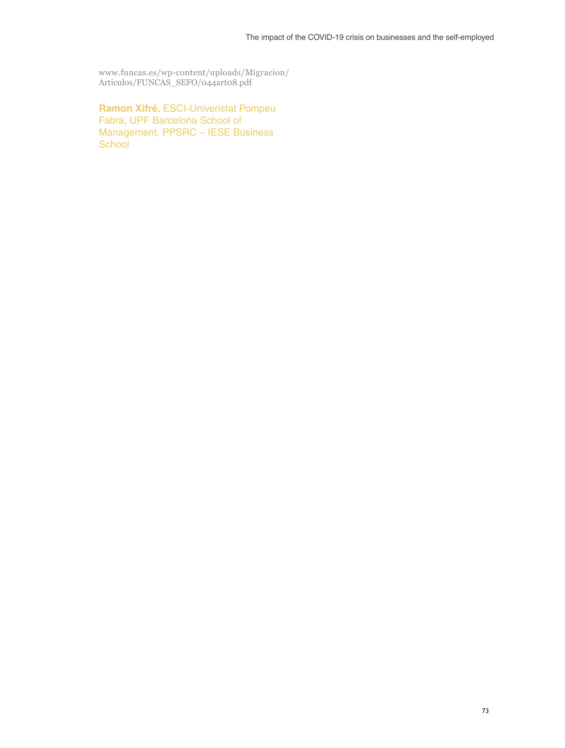www.funcas.es/wp-content/uploads/Migracion/Articulos/FUNCAS_SEFO/044art08.pdf

**Ramon Xifré.** ESCI-Univeristat Pompeu Fabra, UPF Barcelona School of Management, PPSRC – IESE Business School